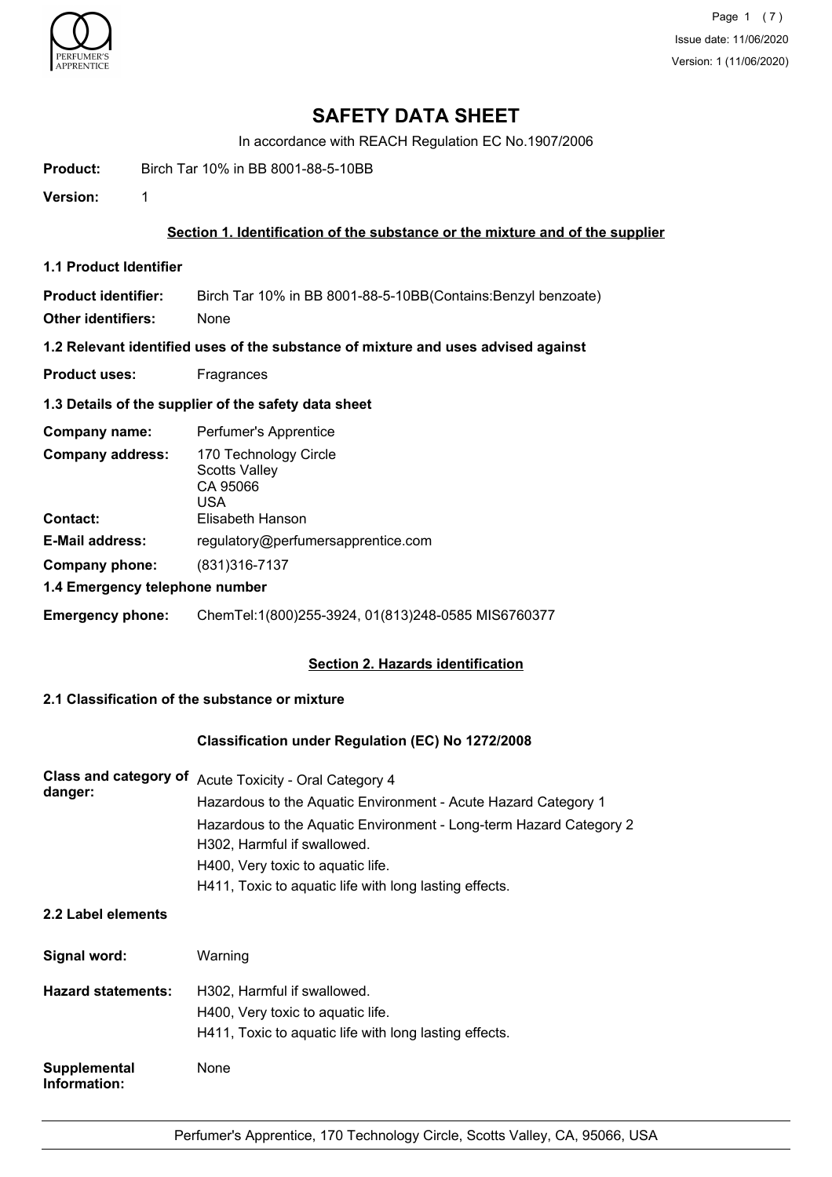# SAFETY DATA SHEET

In accordance with REACH Regulation EC No.1907/2006

**Product:** Birch Tar 10% in BB 8001-88-5-10BB

**Version:** 1

## Section 1. Identification of the substance or the mixture and of the supplier

### 1.1 Product Identifier

**Product identifier:** Birch Tar 10% in BB 8001-88-5-10BB(Contains:Benzyl benzoate)

**Other identifiers:** None

### 1.2 Relevant identified uses of the substance of mixture and uses advised against

**Product uses:** Fragrances

### 1.3 Details of the supplier of the safety data sheet

**Company name:** Perfumer's Apprentice

**Company address:** 170 Technology Circle
Scotts Valley
CA 95066
USA

**Contact:** Elisabeth Hanson

**E-Mail address:** regulatory@perfumersapprentice.com

**Company phone:** (831)316-7137

### 1.4 Emergency telephone number

**Emergency phone:** ChemTel:1(800)255-3924, 01(813)248-0585 MIS6760377

## Section 2. Hazards identification

### 2.1 Classification of the substance or mixture

**Classification under Regulation (EC) No 1272/2008**

**Class and category of danger:**
Acute Toxicity - Oral Category 4
Hazardous to the Aquatic Environment - Acute Hazard Category 1
Hazardous to the Aquatic Environment - Long-term Hazard Category 2
H302, Harmful if swallowed.
H400, Very toxic to aquatic life.
H411, Toxic to aquatic life with long lasting effects.

### 2.2 Label elements

**Signal word:** Warning

**Hazard statements:**
H302, Harmful if swallowed.
H400, Very toxic to aquatic life.
H411, Toxic to aquatic life with long lasting effects.

**Supplemental Information:** None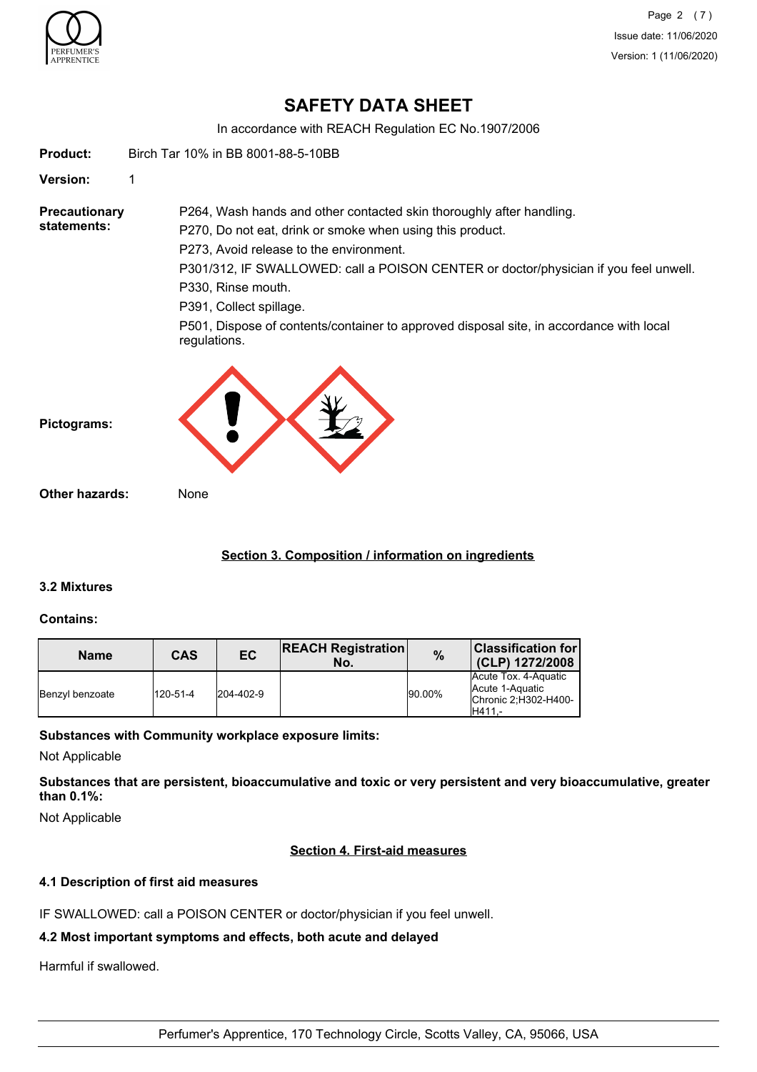# SAFETY DATA SHEET

In accordance with REACH Regulation EC No.1907/2006

**Product:** Birch Tar 10% in BB 8001-88-5-10BB

**Version:** 1

**Precautionary statements:**

P264, Wash hands and other contacted skin thoroughly after handling.
P270, Do not eat, drink or smoke when using this product.
P273, Avoid release to the environment.
P301/312, IF SWALLOWED: call a POISON CENTER or doctor/physician if you feel unwell.
P330, Rinse mouth.
P391, Collect spillage.
P501, Dispose of contents/container to approved disposal site, in accordance with local regulations.

**Pictograms:**

**Other hazards:** None

## Section 3. Composition / information on ingredients

### 3.2 Mixtures

**Contains:**

| Name | CAS | EC | REACH Registration No. | % | Classification for (CLP) 1272/2008 |
|---|---|---|---|---|---|
| Benzyl benzoate | 120-51-4 | 204-402-9 | | 90.00% | Acute Tox. 4-Aquatic Acute 1-Aquatic Chronic 2;H302-H400-H411,- |

**Substances with Community workplace exposure limits:**

Not Applicable

**Substances that are persistent, bioaccumulative and toxic or very persistent and very bioaccumulative, greater than 0.1%:**

Not Applicable

## Section 4. First-aid measures

### 4.1 Description of first aid measures

IF SWALLOWED: call a POISON CENTER or doctor/physician if you feel unwell.

### 4.2 Most important symptoms and effects, both acute and delayed

Harmful if swallowed.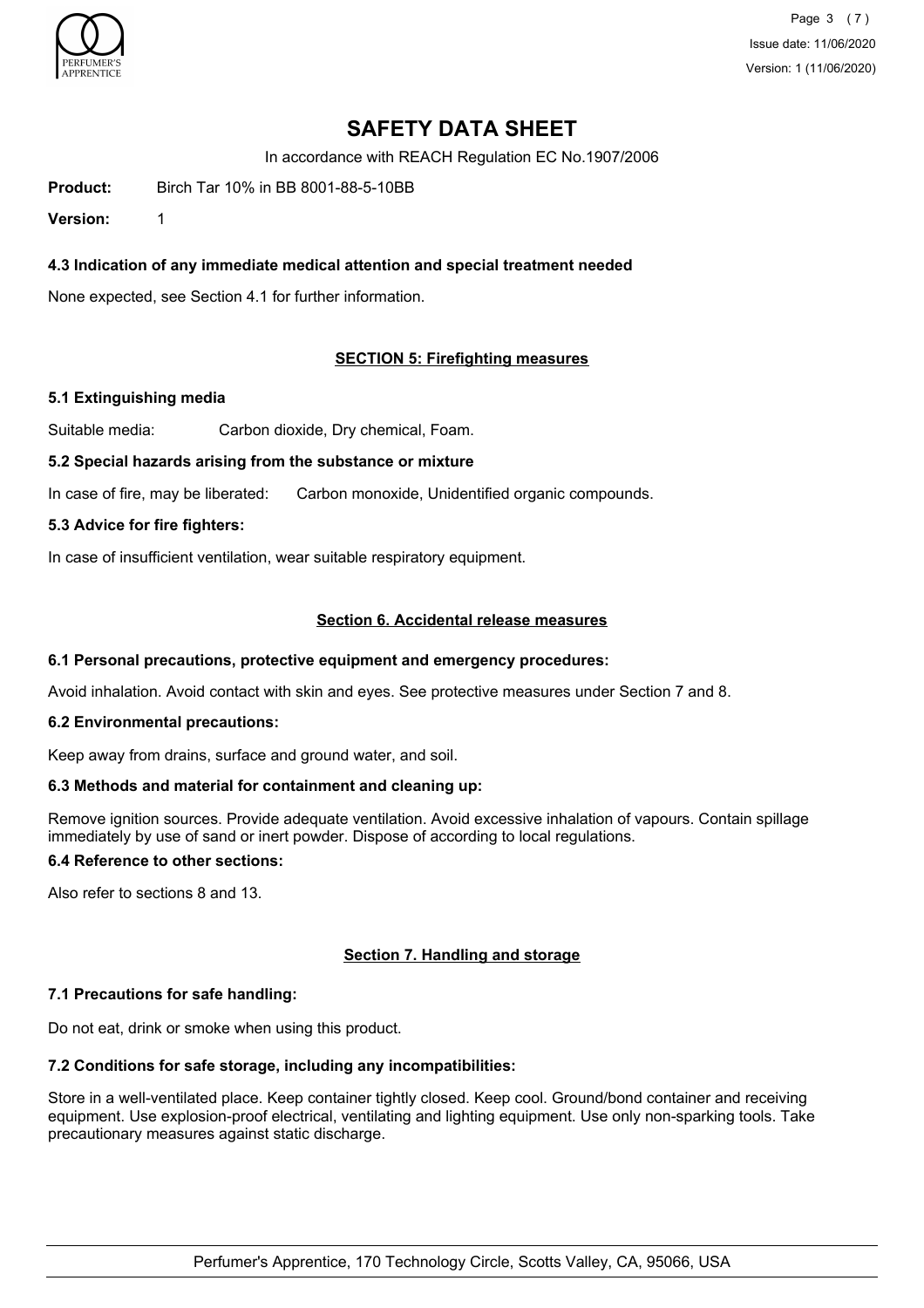# SAFETY DATA SHEET

In accordance with REACH Regulation EC No.1907/2006

**Product:** Birch Tar 10% in BB 8001-88-5-10BB

**Version:** 1

### 4.3 Indication of any immediate medical attention and special treatment needed

None expected, see Section 4.1 for further information.

## SECTION 5: Firefighting measures

### 5.1 Extinguishing media

Suitable media: Carbon dioxide, Dry chemical, Foam.

### 5.2 Special hazards arising from the substance or mixture

In case of fire, may be liberated: Carbon monoxide, Unidentified organic compounds.

### 5.3 Advice for fire fighters:

In case of insufficient ventilation, wear suitable respiratory equipment.

## Section 6. Accidental release measures

### 6.1 Personal precautions, protective equipment and emergency procedures:

Avoid inhalation. Avoid contact with skin and eyes. See protective measures under Section 7 and 8.

### 6.2 Environmental precautions:

Keep away from drains, surface and ground water, and soil.

### 6.3 Methods and material for containment and cleaning up:

Remove ignition sources. Provide adequate ventilation. Avoid excessive inhalation of vapours. Contain spillage immediately by use of sand or inert powder. Dispose of according to local regulations.

### 6.4 Reference to other sections:

Also refer to sections 8 and 13.

## Section 7. Handling and storage

### 7.1 Precautions for safe handling:

Do not eat, drink or smoke when using this product.

### 7.2 Conditions for safe storage, including any incompatibilities:

Store in a well-ventilated place. Keep container tightly closed. Keep cool. Ground/bond container and receiving equipment. Use explosion-proof electrical, ventilating and lighting equipment. Use only non-sparking tools. Take precautionary measures against static discharge.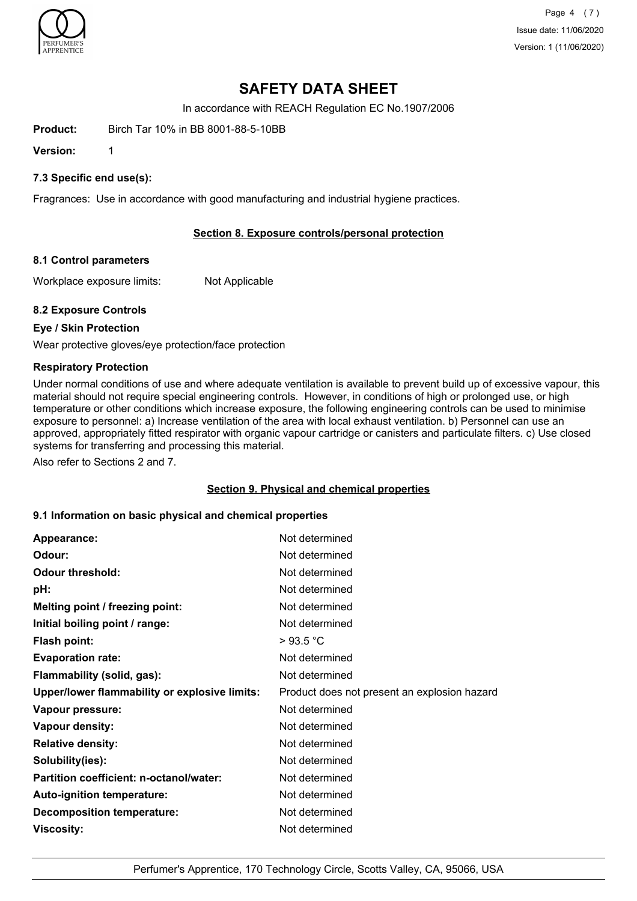# SAFETY DATA SHEET

In accordance with REACH Regulation EC No.1907/2006

**Product:** Birch Tar 10% in BB 8001-88-5-10BB

**Version:** 1

### 7.3 Specific end use(s):

Fragrances: Use in accordance with good manufacturing and industrial hygiene practices.

## Section 8. Exposure controls/personal protection

### 8.1 Control parameters

Workplace exposure limits: Not Applicable

### 8.2 Exposure Controls

**Eye / Skin Protection**

Wear protective gloves/eye protection/face protection

**Respiratory Protection**

Under normal conditions of use and where adequate ventilation is available to prevent build up of excessive vapour, this material should not require special engineering controls. However, in conditions of high or prolonged use, or high temperature or other conditions which increase exposure, the following engineering controls can be used to minimise exposure to personnel: a) Increase ventilation of the area with local exhaust ventilation. b) Personnel can use an approved, appropriately fitted respirator with organic vapour cartridge or canisters and particulate filters. c) Use closed systems for transferring and processing this material.

Also refer to Sections 2 and 7.

## Section 9. Physical and chemical properties

### 9.1 Information on basic physical and chemical properties

| Property | Value |
|---|---|
| **Appearance:** | Not determined |
| **Odour:** | Not determined |
| **Odour threshold:** | Not determined |
| **pH:** | Not determined |
| **Melting point / freezing point:** | Not determined |
| **Initial boiling point / range:** | Not determined |
| **Flash point:** | > 93.5 °C |
| **Evaporation rate:** | Not determined |
| **Flammability (solid, gas):** | Not determined |
| **Upper/lower flammability or explosive limits:** | Product does not present an explosion hazard |
| **Vapour pressure:** | Not determined |
| **Vapour density:** | Not determined |
| **Relative density:** | Not determined |
| **Solubility(ies):** | Not determined |
| **Partition coefficient: n-octanol/water:** | Not determined |
| **Auto-ignition temperature:** | Not determined |
| **Decomposition temperature:** | Not determined |
| **Viscosity:** | Not determined |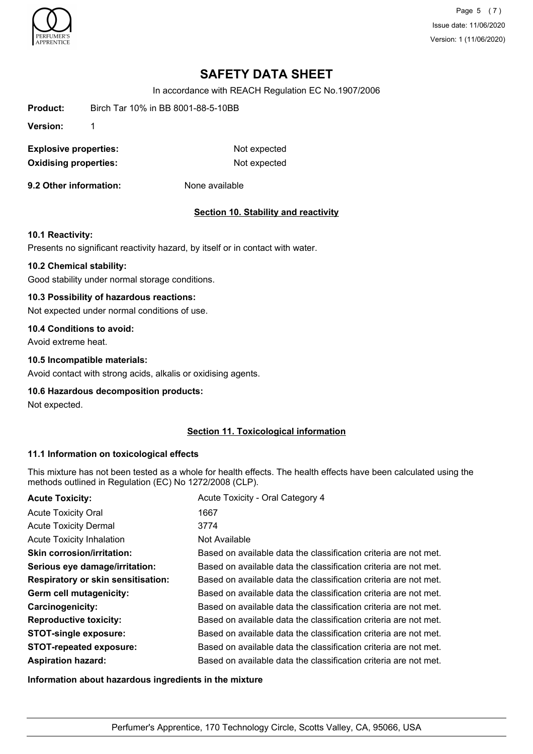# SAFETY DATA SHEET

In accordance with REACH Regulation EC No.1907/2006

**Product:** Birch Tar 10% in BB 8001-88-5-10BB

**Version:** 1

| | |
|---|---|
| **Explosive properties:** | Not expected |
| **Oxidising properties:** | Not expected |

**9.2 Other information:** None available

## Section 10. Stability and reactivity

### 10.1 Reactivity:

Presents no significant reactivity hazard, by itself or in contact with water.

### 10.2 Chemical stability:

Good stability under normal storage conditions.

### 10.3 Possibility of hazardous reactions:

Not expected under normal conditions of use.

### 10.4 Conditions to avoid:

Avoid extreme heat.

### 10.5 Incompatible materials:

Avoid contact with strong acids, alkalis or oxidising agents.

### 10.6 Hazardous decomposition products:

Not expected.

## Section 11. Toxicological information

### 11.1 Information on toxicological effects

This mixture has not been tested as a whole for health effects. The health effects have been calculated using the methods outlined in Regulation (EC) No 1272/2008 (CLP).

| | |
|---|---|
| **Acute Toxicity:** | Acute Toxicity - Oral Category 4 |
| Acute Toxicity Oral | 1667 |
| Acute Toxicity Dermal | 3774 |
| Acute Toxicity Inhalation | Not Available |
| **Skin corrosion/irritation:** | Based on available data the classification criteria are not met. |
| **Serious eye damage/irritation:** | Based on available data the classification criteria are not met. |
| **Respiratory or skin sensitisation:** | Based on available data the classification criteria are not met. |
| **Germ cell mutagenicity:** | Based on available data the classification criteria are not met. |
| **Carcinogenicity:** | Based on available data the classification criteria are not met. |
| **Reproductive toxicity:** | Based on available data the classification criteria are not met. |
| **STOT-single exposure:** | Based on available data the classification criteria are not met. |
| **STOT-repeated exposure:** | Based on available data the classification criteria are not met. |
| **Aspiration hazard:** | Based on available data the classification criteria are not met. |

**Information about hazardous ingredients in the mixture**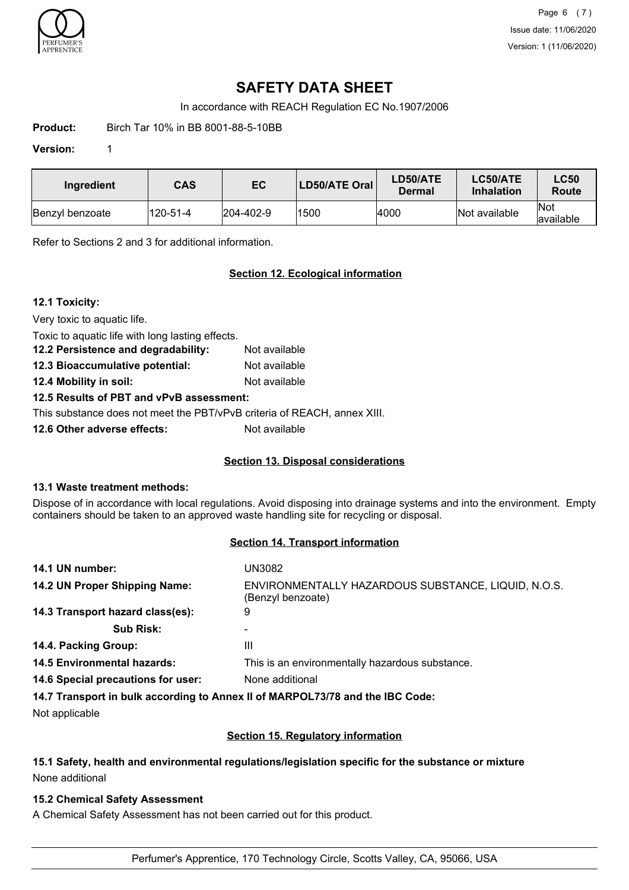# SAFETY DATA SHEET

In accordance with REACH Regulation EC No.1907/2006

**Product:** Birch Tar 10% in BB 8001-88-5-10BB

**Version:** 1

| Ingredient | CAS | EC | LD50/ATE Oral | LD50/ATE Dermal | LC50/ATE Inhalation | LC50 Route |
|---|---|---|---|---|---|---|
| Benzyl benzoate | 120-51-4 | 204-402-9 | 1500 | 4000 | Not available | Not available |

Refer to Sections 2 and 3 for additional information.

## Section 12. Ecological information

**12.1 Toxicity:**

Very toxic to aquatic life.

Toxic to aquatic life with long lasting effects.

**12.2 Persistence and degradability:** Not available

**12.3 Bioaccumulative potential:** Not available

**12.4 Mobility in soil:** Not available

**12.5 Results of PBT and vPvB assessment:**

This substance does not meet the PBT/vPvB criteria of REACH, annex XIII.

**12.6 Other adverse effects:** Not available

## Section 13. Disposal considerations

**13.1 Waste treatment methods:**

Dispose of in accordance with local regulations. Avoid disposing into drainage systems and into the environment. Empty containers should be taken to an approved waste handling site for recycling or disposal.

## Section 14. Transport information

**14.1 UN number:** UN3082

**14.2 UN Proper Shipping Name:** ENVIRONMENTALLY HAZARDOUS SUBSTANCE, LIQUID, N.O.S. (Benzyl benzoate)

**14.3 Transport hazard class(es):** 9

**Sub Risk:** -

**14.4. Packing Group:** III

**14.5 Environmental hazards:** This is an environmentally hazardous substance.

**14.6 Special precautions for user:** None additional

**14.7 Transport in bulk according to Annex II of MARPOL73/78 and the IBC Code:**

Not applicable

## Section 15. Regulatory information

**15.1 Safety, health and environmental regulations/legislation specific for the substance or mixture**

None additional

**15.2 Chemical Safety Assessment**

A Chemical Safety Assessment has not been carried out for this product.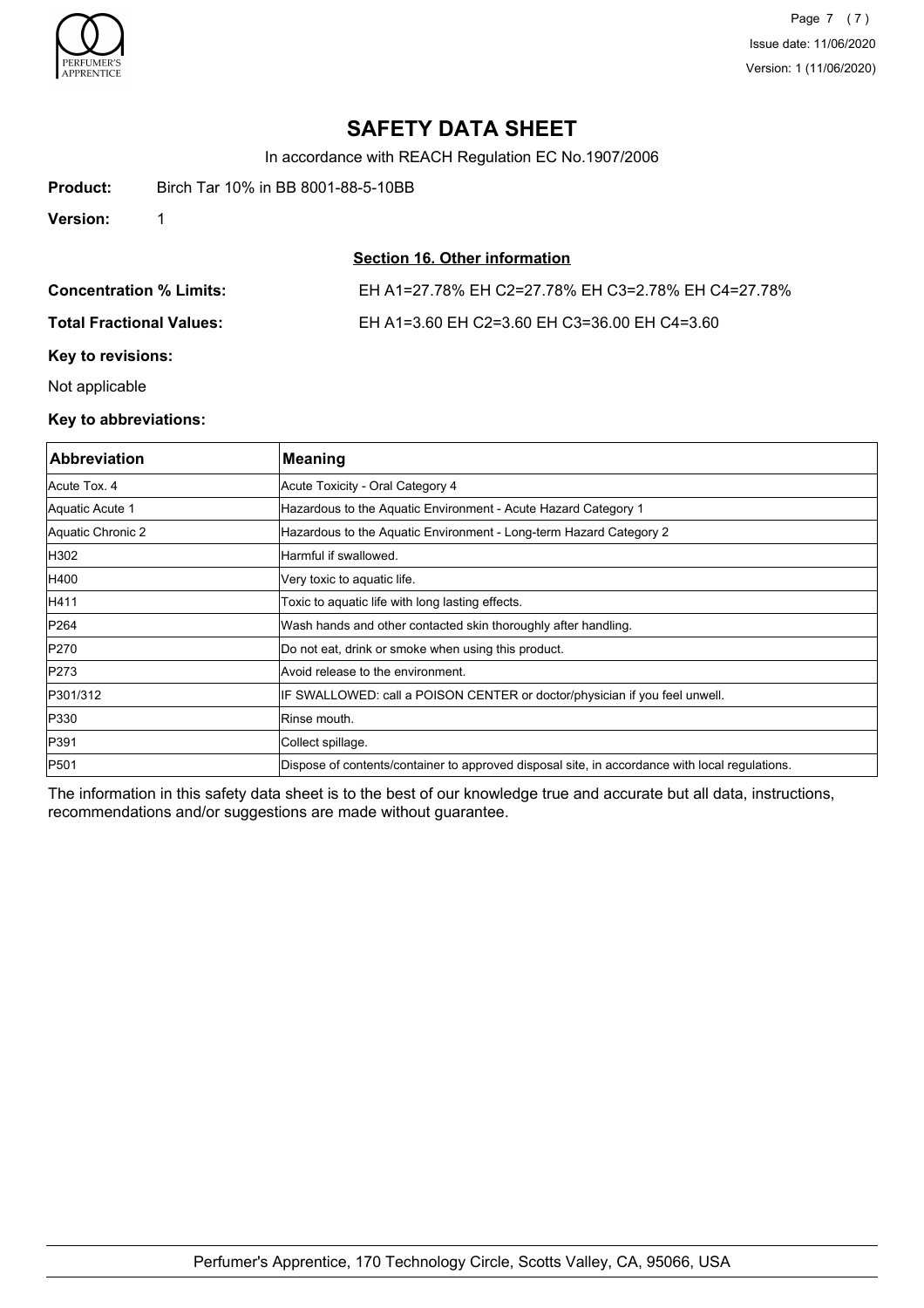# SAFETY DATA SHEET

In accordance with REACH Regulation EC No.1907/2006

**Product:** Birch Tar 10% in BB 8001-88-5-10BB

**Version:** 1

## Section 16. Other information

**Concentration % Limits:** EH A1=27.78% EH C2=27.78% EH C3=2.78% EH C4=27.78%

**Total Fractional Values:** EH A1=3.60 EH C2=3.60 EH C3=36.00 EH C4=3.60

**Key to revisions:**

Not applicable

**Key to abbreviations:**

| Abbreviation | Meaning |
|---|---|
| Acute Tox. 4 | Acute Toxicity - Oral Category 4 |
| Aquatic Acute 1 | Hazardous to the Aquatic Environment - Acute Hazard Category 1 |
| Aquatic Chronic 2 | Hazardous to the Aquatic Environment - Long-term Hazard Category 2 |
| H302 | Harmful if swallowed. |
| H400 | Very toxic to aquatic life. |
| H411 | Toxic to aquatic life with long lasting effects. |
| P264 | Wash hands and other contacted skin thoroughly after handling. |
| P270 | Do not eat, drink or smoke when using this product. |
| P273 | Avoid release to the environment. |
| P301/312 | IF SWALLOWED: call a POISON CENTER or doctor/physician if you feel unwell. |
| P330 | Rinse mouth. |
| P391 | Collect spillage. |
| P501 | Dispose of contents/container to approved disposal site, in accordance with local regulations. |

The information in this safety data sheet is to the best of our knowledge true and accurate but all data, instructions, recommendations and/or suggestions are made without guarantee.